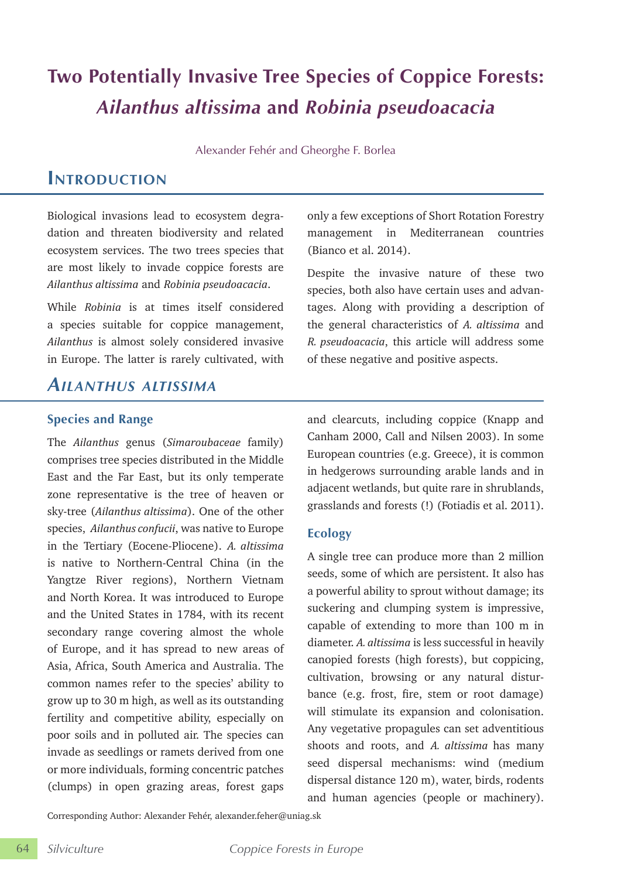# Two Potentially Invasive Tree Species of Coppice Forests: *Ailanthus altissima* and *Robinia pseudoacacia*

Alexander Fehér and Gheorghe F. Borlea

## Introduction

Biological invasions lead to ecosystem degradation and threaten biodiversity and related ecosystem services. The two trees species that are most likely to invade coppice forests are *Ailanthus altissima* and *Robinia pseudoacacia*.

While *Robinia* is at times itself considered a species suitable for coppice management, *Ailanthus* is almost solely considered invasive in Europe. The latter is rarely cultivated, with only a few exceptions of Short Rotation Forestry management in Mediterranean countries (Bianco et al. 2014).

Despite the invasive nature of these two species, both also have certain uses and advantages. Along with providing a description of the general characteristics of *A. altissima* and *R. pseudoacacia*, this article will address some of these negative and positive aspects.

## *Ailanthus altissima*

### Species and Range

The *Ailanthus* genus (*Simaroubaceae* family) comprises tree species distributed in the Middle East and the Far East, but its only temperate zone representative is the tree of heaven or sky-tree (*Ailanthus altissima*). One of the other species, *Ailanthus confucii*, was native to Europe in the Tertiary (Eocene-Pliocene). *A. altissima* is native to Northern-Central China (in the Yangtze River regions), Northern Vietnam and North Korea. It was introduced to Europe and the United States in 1784, with its recent secondary range covering almost the whole of Europe, and it has spread to new areas of Asia, Africa, South America and Australia. The common names refer to the species' ability to grow up to 30 m high, as well as its outstanding fertility and competitive ability, especially on poor soils and in polluted air. The species can invade as seedlings or ramets derived from one or more individuals, forming concentric patches (clumps) in open grazing areas, forest gaps and clearcuts, including coppice (Knapp and Canham 2000, Call and Nilsen 2003). In some European countries (e.g. Greece), it is common in hedgerows surrounding arable lands and in adjacent wetlands, but quite rare in shrublands, grasslands and forests (!) (Fotiadis et al. 2011).

### Ecology

A single tree can produce more than 2 million seeds, some of which are persistent. It also has a powerful ability to sprout without damage; its suckering and clumping system is impressive, capable of extending to more than 100 m in diameter. *A. altissima* is less successful in heavily canopied forests (high forests), but coppicing, cultivation, browsing or any natural disturbance (e.g. frost, fire, stem or root damage) will stimulate its expansion and colonisation. Any vegetative propagules can set adventitious shoots and roots, and *A. altissima* has many seed dispersal mechanisms: wind (medium dispersal distance 120 m), water, birds, rodents and human agencies (people or machinery).

Corresponding Author: Alexander Fehér, alexander.feher@uniag.sk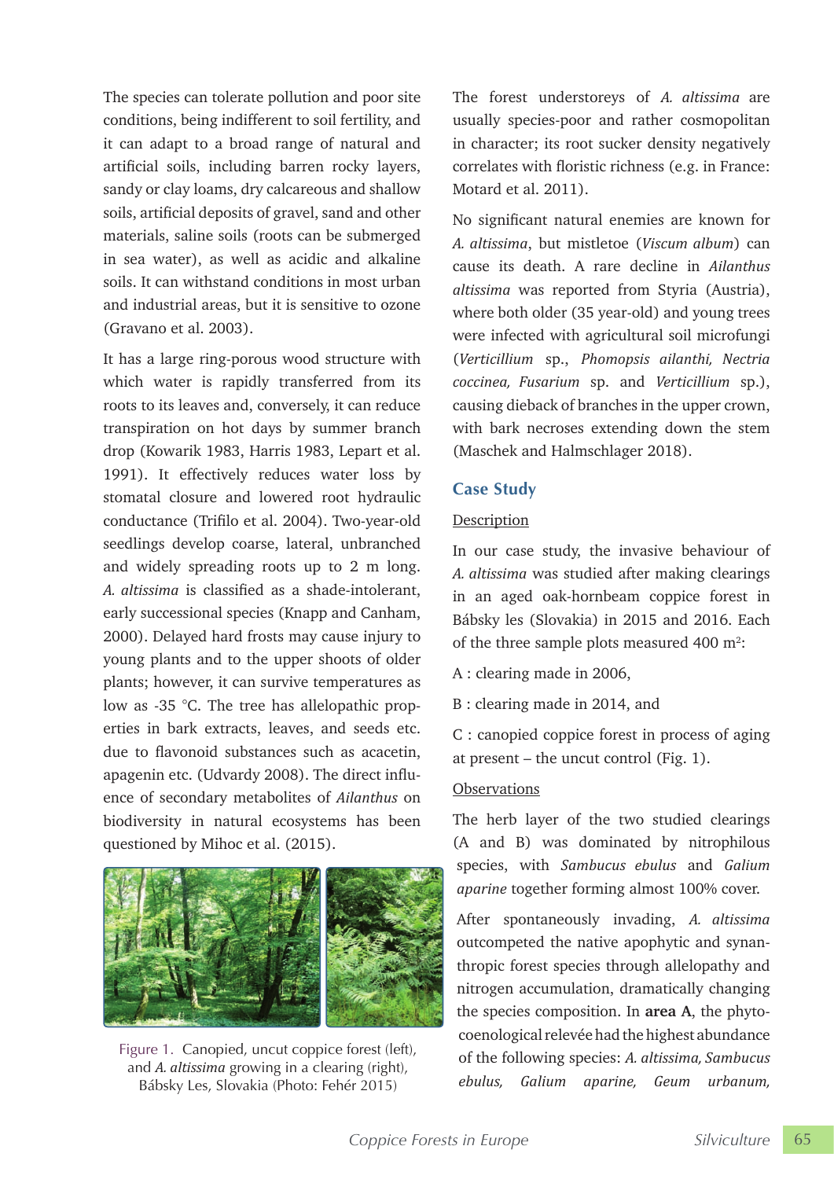The species can tolerate pollution and poor site conditions, being indifferent to soil fertility, and it can adapt to a broad range of natural and artificial soils, including barren rocky layers, sandy or clay loams, dry calcareous and shallow soils, artificial deposits of gravel, sand and other materials, saline soils (roots can be submerged in sea water), as well as acidic and alkaline soils. It can withstand conditions in most urban and industrial areas, but it is sensitive to ozone (Gravano et al. 2003).

It has a large ring-porous wood structure with which water is rapidly transferred from its roots to its leaves and, conversely, it can reduce transpiration on hot days by summer branch drop (Kowarik 1983, Harris 1983, Lepart et al. 1991). It effectively reduces water loss by stomatal closure and lowered root hydraulic conductance (Trifilo et al. 2004). Two-year-old seedlings develop coarse, lateral, unbranched and widely spreading roots up to 2 m long. *A. altissima* is classified as a shade-intolerant, early successional species (Knapp and Canham, 2000). Delayed hard frosts may cause injury to young plants and to the upper shoots of older plants; however, it can survive temperatures as low as -35 °C. The tree has allelopathic properties in bark extracts, leaves, and seeds etc. due to flavonoid substances such as acacetin, apagenin etc. (Udvardy 2008). The direct influence of secondary metabolites of *Ailanthus* on biodiversity in natural ecosystems has been questioned by Mihoc et al. (2015).

Figure 1. Canopied, uncut coppice forest (left), and *A. altissima* growing in a clearing (right), Bábsky Les, Slovakia (Photo: Fehér 2015)

The forest understoreys of *A. altissima* are usually species-poor and rather cosmopolitan in character; its root sucker density negatively correlates with floristic richness (e.g. in France: Motard et al. 2011).

No significant natural enemies are known for *A. altissima*, but mistletoe (*Viscum album*) can cause its death. A rare decline in *Ailanthus altissima* was reported from Styria (Austria), where both older (35 year-old) and young trees were infected with agricultural soil microfungi (*Verticillium* sp., *Phomopsis ailanthi, Nectria coccinea, Fusarium* sp. and *Verticillium* sp.), causing dieback of branches in the upper crown, with bark necroses extending down the stem (Maschek and Halmschlager 2018).

## Case Study

Description

In our case study, the invasive behaviour of *A. altissima* was studied after making clearings in an aged oak-hornbeam coppice forest in Bábsky les (Slovakia) in 2015 and 2016. Each of the three sample plots measured 400 m$^2$:

A : clearing made in 2006,

B : clearing made in 2014, and

C : canopied coppice forest in process of aging at present – the uncut control (Fig. 1).

Observations

The herb layer of the two studied clearings (A and B) was dominated by nitrophilous species, with *Sambucus ebulus* and *Galium aparine* together forming almost 100% cover.

After spontaneously invading, *A. altissima* outcompeted the native apophytic and synanthropic forest species through allelopathy and nitrogen accumulation, dramatically changing the species composition. In **area A**, the phytocoenological relevée had the highest abundance of the following species: *A. altissima, Sambucus ebulus, Galium aparine, Geum urbanum,*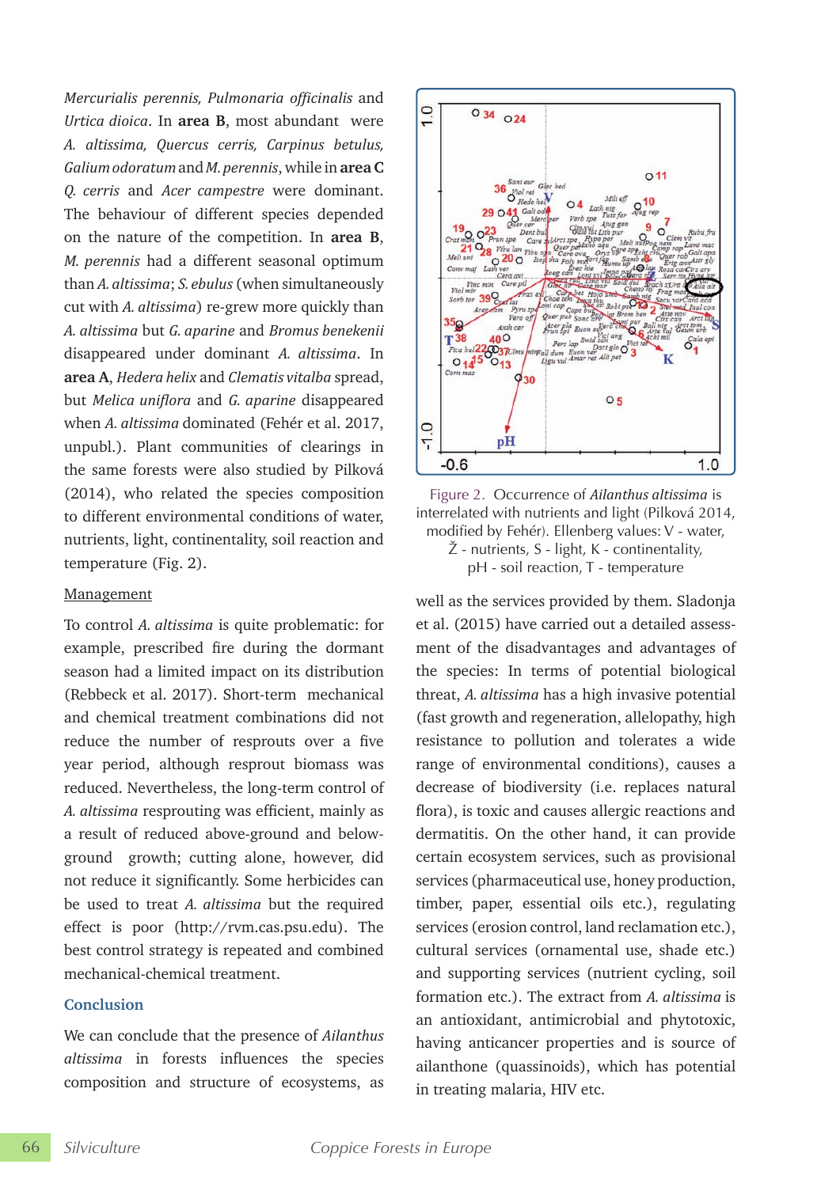*Mercurialis perennis, Pulmonaria officinalis* and *Urtica dioica*. In **area B**, most abundant were *A. altissima, Quercus cerris, Carpinus betulus, Galium odoratum* and *M. perennis*, while in **area C** *Q. cerris* and *Acer campestre* were dominant. The behaviour of different species depended on the nature of the competition. In **area B**, *M. perennis* had a different seasonal optimum than *A. altissima*; *S. ebulus* (when simultaneously cut with *A. altissima*) re-grew more quickly than *A. altissima* but *G. aparine* and *Bromus benekenii* disappeared under dominant *A. altissima*. In **area A**, *Hedera helix* and *Clematis vitalba* spread, but *Melica uniflora* and *G. aparine* disappeared when *A. altissima* dominated (Fehér et al. 2017, unpubl.). Plant communities of clearings in the same forests were also studied by Pilková (2014), who related the species composition to different environmental conditions of water, nutrients, light, continentality, soil reaction and temperature (Fig. 2).

Figure 2. Occurrence of *Ailanthus altissima* is interrelated with nutrients and light (Pilková 2014, modified by Fehér). Ellenberg values: V - water, Ž - nutrients, S - light, K - continentality, pH - soil reaction, T - temperature

<u>Management</u>

To control *A. altissima* is quite problematic: for example, prescribed fire during the dormant season had a limited impact on its distribution (Rebbeck et al. 2017). Short-term mechanical and chemical treatment combinations did not reduce the number of resprouts over a five year period, although resprout biomass was reduced. Nevertheless, the long-term control of *A. altissima* resprouting was efficient, mainly as a result of reduced above-ground and below-ground growth; cutting alone, however, did not reduce it significantly. Some herbicides can be used to treat *A. altissima* but the required effect is poor (http://rvm.cas.psu.edu). The best control strategy is repeated and combined mechanical-chemical treatment.

## Conclusion

We can conclude that the presence of *Ailanthus altissima* in forests influences the species composition and structure of ecosystems, as well as the services provided by them. Sladonja et al. (2015) have carried out a detailed assessment of the disadvantages and advantages of the species: In terms of potential biological threat, *A. altissima* has a high invasive potential (fast growth and regeneration, allelopathy, high resistance to pollution and tolerates a wide range of environmental conditions), causes a decrease of biodiversity (i.e. replaces natural flora), is toxic and causes allergic reactions and dermatitis. On the other hand, it can provide certain ecosystem services, such as provisional services (pharmaceutical use, honey production, timber, paper, essential oils etc.), regulating services (erosion control, land reclamation etc.), cultural services (ornamental use, shade etc.) and supporting services (nutrient cycling, soil formation etc.). The extract from *A. altissima* is an antioxidant, antimicrobial and phytotoxic, having anticancer properties and is source of ailanthone (quassinoids), which has potential in treating malaria, HIV etc.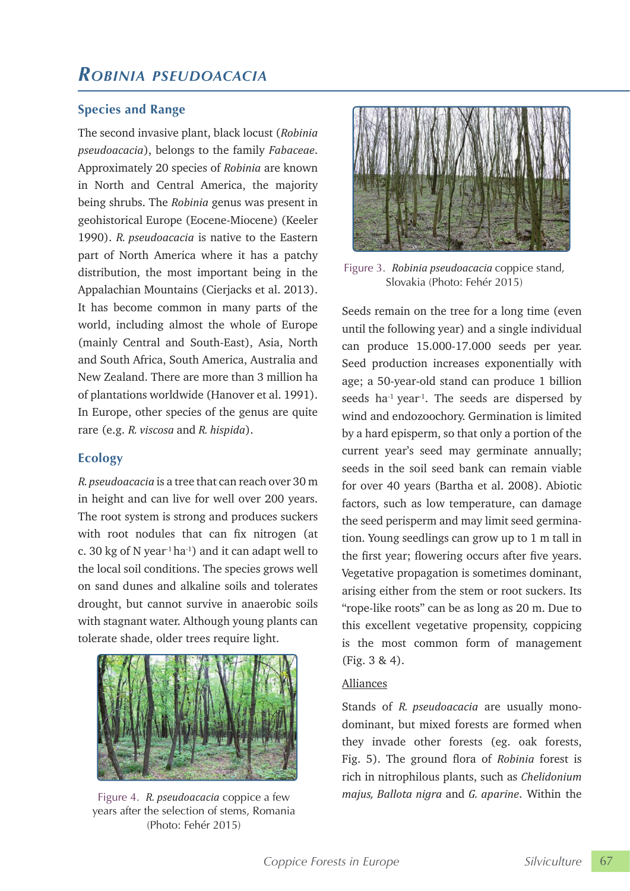# *Robinia pseudoacacia*

## Species and Range

The second invasive plant, black locust (*Robinia pseudoacacia*), belongs to the family *Fabaceae*. Approximately 20 species of *Robinia* are known in North and Central America, the majority being shrubs. The *Robinia* genus was present in geohistorical Europe (Eocene-Miocene) (Keeler 1990). *R. pseudoacacia* is native to the Eastern part of North America where it has a patchy distribution, the most important being in the Appalachian Mountains (Cierjacks et al. 2013). It has become common in many parts of the world, including almost the whole of Europe (mainly Central and South-East), Asia, North and South Africa, South America, Australia and New Zealand. There are more than 3 million ha of plantations worldwide (Hanover et al. 1991). In Europe, other species of the genus are quite rare (e.g. *R. viscosa* and *R. hispida*).

## Ecology

*R. pseudoacacia* is a tree that can reach over 30 m in height and can live for well over 200 years. The root system is strong and produces suckers with root nodules that can fix nitrogen (at c. 30 kg of N $year^{-1}$ $ha^{-1}$) and it can adapt well to the local soil conditions. The species grows well on sand dunes and alkaline soils and tolerates drought, but cannot survive in anaerobic soils with stagnant water. Although young plants can tolerate shade, older trees require light.

Figure 4. *R. pseudoacacia* coppice a few years after the selection of stems, Romania (Photo: Fehér 2015)

Figure 3. *Robinia pseudoacacia* coppice stand, Slovakia (Photo: Fehér 2015)

Seeds remain on the tree for a long time (even until the following year) and a single individual can produce 15.000-17.000 seeds per year. Seed production increases exponentially with age; a 50-year-old stand can produce 1 billion seeds $ha^{-1}$ $year^{-1}$. The seeds are dispersed by wind and endozoochory. Germination is limited by a hard episperm, so that only a portion of the current year's seed may germinate annually; seeds in the soil seed bank can remain viable for over 40 years (Bartha et al. 2008). Abiotic factors, such as low temperature, can damage the seed perisperm and may limit seed germination. Young seedlings can grow up to 1 m tall in the first year; flowering occurs after five years. Vegetative propagation is sometimes dominant, arising either from the stem or root suckers. Its "rope-like roots" can be as long as 20 m. Due to this excellent vegetative propensity, coppicing is the most common form of management (Fig. 3 & 4).

<u>Alliances</u>

Stands of *R. pseudoacacia* are usually monodominant, but mixed forests are formed when they invade other forests (eg. oak forests, Fig. 5). The ground flora of *Robinia* forest is rich in nitrophilous plants, such as *Chelidonium majus, Ballota nigra* and *G. aparine*. Within the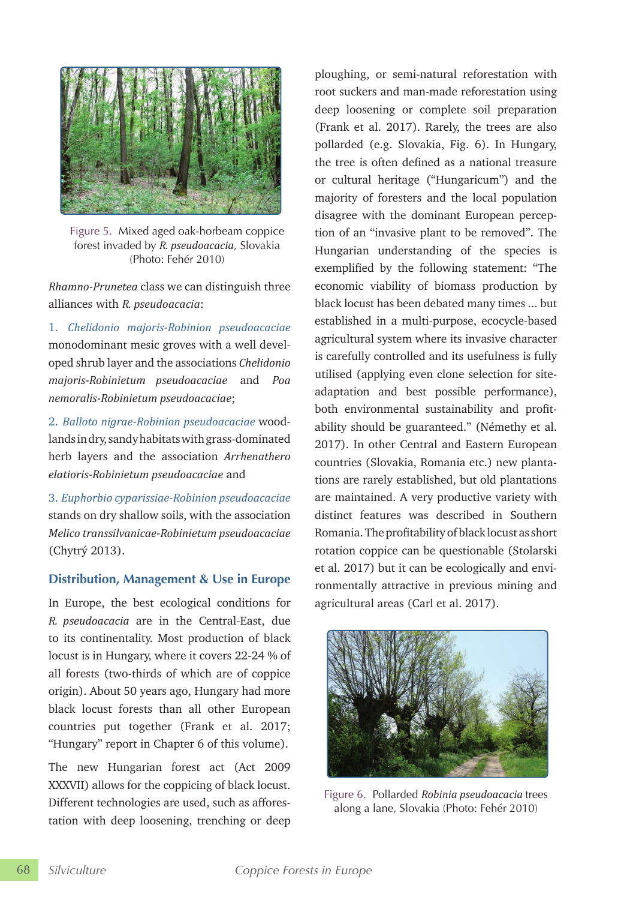Figure 5. Mixed aged oak-horbeam coppice forest invaded by *R. pseudoacacia,* Slovakia (Photo: Fehér 2010)

*Rhamno-Prunetea* class we can distinguish three alliances with *R. pseudoacacia*:

1. *Chelidonio majoris-Robinion pseudoacaciae* monodominant mesic groves with a well developed shrub layer and the associations *Chelidonio majoris-Robinietum pseudoacaciae* and *Poa nemoralis-Robinietum pseudoacaciae*;

2. *Balloto nigrae-Robinion pseudoacaciae* woodlands in dry, sandy habitats with grass-dominated herb layers and the association *Arrhenathero elatioris-Robinietum pseudoacaciae* and

3. *Euphorbio cyparissiae-Robinion pseudoacaciae* stands on dry shallow soils, with the association *Melico transsilvanicae-Robinietum pseudoacaciae* (Chytrý 2013).

## Distribution, Management & Use in Europe

In Europe, the best ecological conditions for *R. pseudoacacia* are in the Central-East, due to its continentality. Most production of black locust is in Hungary, where it covers 22-24 % of all forests (two-thirds of which are of coppice origin). About 50 years ago, Hungary had more black locust forests than all other European countries put together (Frank et al. 2017; "Hungary" report in Chapter 6 of this volume).

The new Hungarian forest act (Act 2009 XXXVII) allows for the coppicing of black locust. Different technologies are used, such as afforestation with deep loosening, trenching or deep ploughing, or semi-natural reforestation with root suckers and man-made reforestation using deep loosening or complete soil preparation (Frank et al. 2017). Rarely, the trees are also pollarded (e.g. Slovakia, Fig. 6). In Hungary, the tree is often defined as a national treasure or cultural heritage ("Hungaricum") and the majority of foresters and the local population disagree with the dominant European perception of an "invasive plant to be removed". The Hungarian understanding of the species is exemplified by the following statement: "The economic viability of biomass production by black locust has been debated many times ... but established in a multi-purpose, ecocycle-based agricultural system where its invasive character is carefully controlled and its usefulness is fully utilised (applying even clone selection for site-adaptation and best possible performance), both environmental sustainability and profitability should be guaranteed." (Némethy et al. 2017). In other Central and Eastern European countries (Slovakia, Romania etc.) new plantations are rarely established, but old plantations are maintained. A very productive variety with distinct features was described in Southern Romania. The profitability of black locust as short rotation coppice can be questionable (Stolarski et al. 2017) but it can be ecologically and environmentally attractive in previous mining and agricultural areas (Carl et al. 2017).

Figure 6. Pollarded *Robinia pseudoacacia* trees along a lane, Slovakia (Photo: Fehér 2010)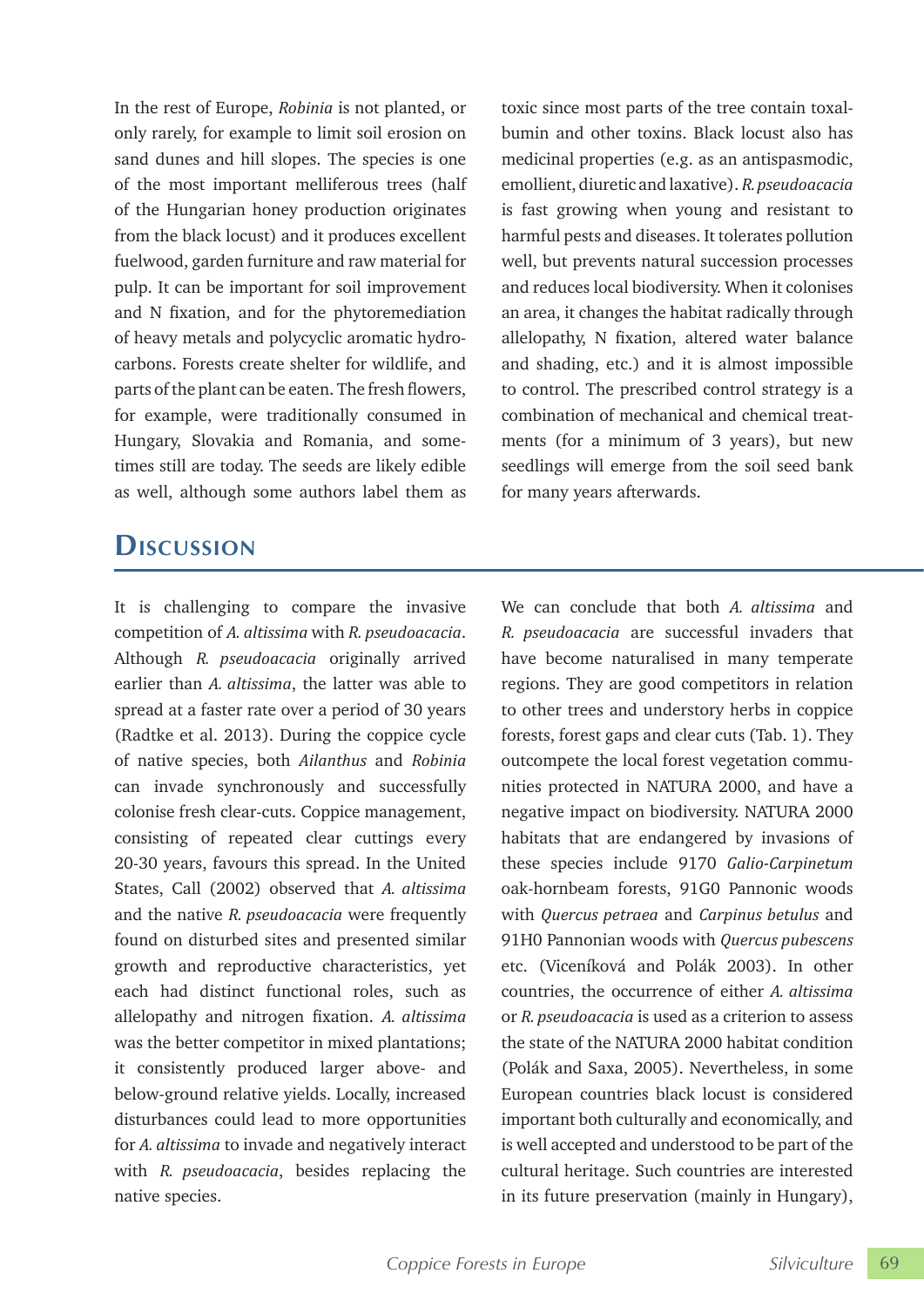In the rest of Europe, *Robinia* is not planted, or only rarely, for example to limit soil erosion on sand dunes and hill slopes. The species is one of the most important melliferous trees (half of the Hungarian honey production originates from the black locust) and it produces excellent fuelwood, garden furniture and raw material for pulp. It can be important for soil improvement and N fixation, and for the phytoremediation of heavy metals and polycyclic aromatic hydrocarbons. Forests create shelter for wildlife, and parts of the plant can be eaten. The fresh flowers, for example, were traditionally consumed in Hungary, Slovakia and Romania, and sometimes still are today. The seeds are likely edible as well, although some authors label them as toxic since most parts of the tree contain toxalbumin and other toxins. Black locust also has medicinal properties (e.g. as an antispasmodic, emollient, diuretic and laxative). *R. pseudoacacia* is fast growing when young and resistant to harmful pests and diseases. It tolerates pollution well, but prevents natural succession processes and reduces local biodiversity. When it colonises an area, it changes the habitat radically through allelopathy, N fixation, altered water balance and shading, etc.) and it is almost impossible to control. The prescribed control strategy is a combination of mechanical and chemical treatments (for a minimum of 3 years), but new seedlings will emerge from the soil seed bank for many years afterwards.

## Discussion

It is challenging to compare the invasive competition of *A. altissima* with *R. pseudoacacia*. Although *R. pseudoacacia* originally arrived earlier than *A. altissima*, the latter was able to spread at a faster rate over a period of 30 years (Radtke et al. 2013). During the coppice cycle of native species, both *Ailanthus* and *Robinia* can invade synchronously and successfully colonise fresh clear-cuts. Coppice management, consisting of repeated clear cuttings every 20-30 years, favours this spread. In the United States, Call (2002) observed that *A. altissima* and the native *R. pseudoacacia* were frequently found on disturbed sites and presented similar growth and reproductive characteristics, yet each had distinct functional roles, such as allelopathy and nitrogen fixation. *A. altissima* was the better competitor in mixed plantations; it consistently produced larger above- and below-ground relative yields. Locally, increased disturbances could lead to more opportunities for *A. altissima* to invade and negatively interact with *R. pseudoacacia*, besides replacing the native species.

We can conclude that both *A. altissima* and *R. pseudoacacia* are successful invaders that have become naturalised in many temperate regions. They are good competitors in relation to other trees and understory herbs in coppice forests, forest gaps and clear cuts (Tab. 1). They outcompete the local forest vegetation communities protected in NATURA 2000, and have a negative impact on biodiversity. NATURA 2000 habitats that are endangered by invasions of these species include 9170 *Galio-Carpinetum* oak-hornbeam forests, 91G0 Pannonic woods with *Quercus petraea* and *Carpinus betulus* and 91H0 Pannonian woods with *Quercus pubescens* etc. (Viceníková and Polák 2003). In other countries, the occurrence of either *A. altissima* or *R. pseudoacacia* is used as a criterion to assess the state of the NATURA 2000 habitat condition (Polák and Saxa, 2005). Nevertheless, in some European countries black locust is considered important both culturally and economically, and is well accepted and understood to be part of the cultural heritage. Such countries are interested in its future preservation (mainly in Hungary),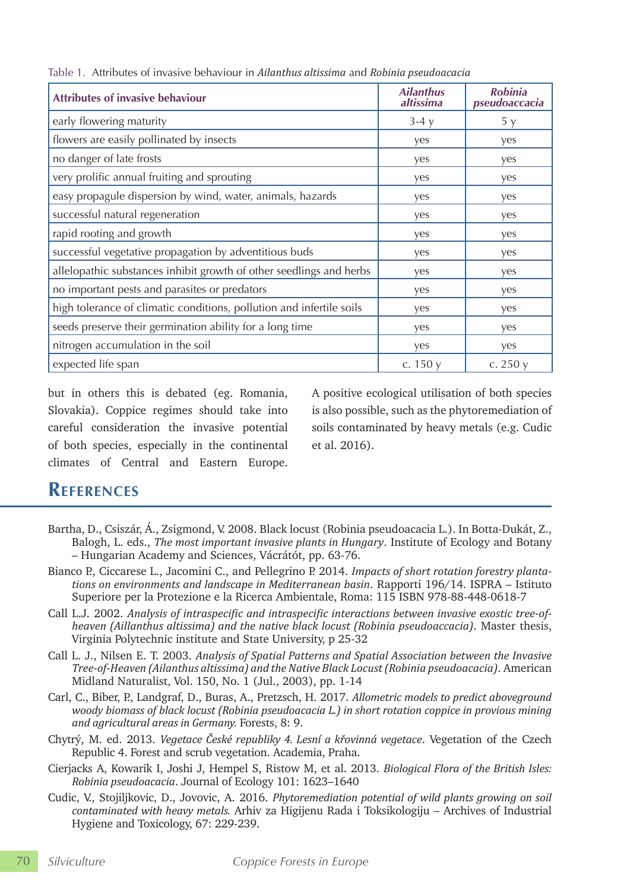Table 1. Attributes of invasive behaviour in *Ailanthus altissima* and *Robinia pseudoacacia*

| Attributes of invasive behaviour | *Ailanthus altissima* | *Robinia pseudoaccacia* |
|---|---|---|
| early flowering maturity | 3-4 y | 5 y |
| flowers are easily pollinated by insects | yes | yes |
| no danger of late frosts | yes | yes |
| very prolific annual fruiting and sprouting | yes | yes |
| easy propagule dispersion by wind, water, animals, hazards | yes | yes |
| successful natural regeneration | yes | yes |
| rapid rooting and growth | yes | yes |
| successful vegetative propagation by adventitious buds | yes | yes |
| allelopathic substances inhibit growth of other seedlings and herbs | yes | yes |
| no important pests and parasites or predators | yes | yes |
| high tolerance of climatic conditions, pollution and infertile soils | yes | yes |
| seeds preserve their germination ability for a long time | yes | yes |
| nitrogen accumulation in the soil | yes | yes |
| expected life span | c. 150 y | c. 250 y |

but in others this is debated (eg. Romania, Slovakia). Coppice regimes should take into careful consideration the invasive potential of both species, especially in the continental climates of Central and Eastern Europe. A positive ecological utilisation of both species is also possible, such as the phytoremediation of soils contaminated by heavy metals (e.g. Cudic et al. 2016).

## References

Bartha, D., Csiszár, Á., Zsigmond, V. 2008. Black locust (Robinia pseudoacacia L.). In Botta-Dukát, Z., Balogh, L. eds., *The most important invasive plants in Hungary*. Institute of Ecology and Botany – Hungarian Academy and Sciences, Vácrátót, pp. 63-76.

Bianco P., Ciccarese L., Jacomini C., and Pellegrino P. 2014. *Impacts of short rotation forestry plantations on environments and landscape in Mediterranean basin*. Rapporti 196/14. ISPRA – Istituto Superiore per la Protezione e la Ricerca Ambientale, Roma: 115 ISBN 978-88-448-0618-7

Call L.J. 2002. *Analysis of intraspecific and intraspecific interactions between invasive exotic tree-of-heaven (Aillanthus altissima) and the native black locust (Robinia pseudoaccacia)*. Master thesis, Virginia Polytechnic institute and State University, p 25-32

Call L. J., Nilsen E. T. 2003. *Analysis of Spatial Patterns and Spatial Association between the Invasive Tree-of-Heaven (Ailanthus altissima) and the Native Black Locust (Robinia pseudoacacia)*. American Midland Naturalist, Vol. 150, No. 1 (Jul., 2003), pp. 1-14

Carl, C., Biber, P., Landgraf, D., Buras, A., Pretzsch, H. 2017. *Allometric models to predict aboveground woody biomass of black locust (Robinia pseudoacacia L.) in short rotation coppice in provious mining and agricultural areas in Germany.* Forests, 8: 9.

Chytrý, M. ed. 2013. *Vegetace České republiky 4. Lesní a křovinná vegetace*. Vegetation of the Czech Republic 4. Forest and scrub vegetation. Academia, Praha.

Cierjacks A, Kowarik I, Joshi J, Hempel S, Ristow M, et al. 2013. *Biological Flora of the British Isles: Robinia pseudoacacia*. Journal of Ecology 101: 1623–1640

Cudic, V., Stojiljkovic, D., Jovovic, A. 2016. *Phytoremediation potential of wild plants growing on soil contaminated with heavy metals.* Arhiv za Higijenu Rada i Toksikologiju – Archives of Industrial Hygiene and Toxicology, 67: 229-239.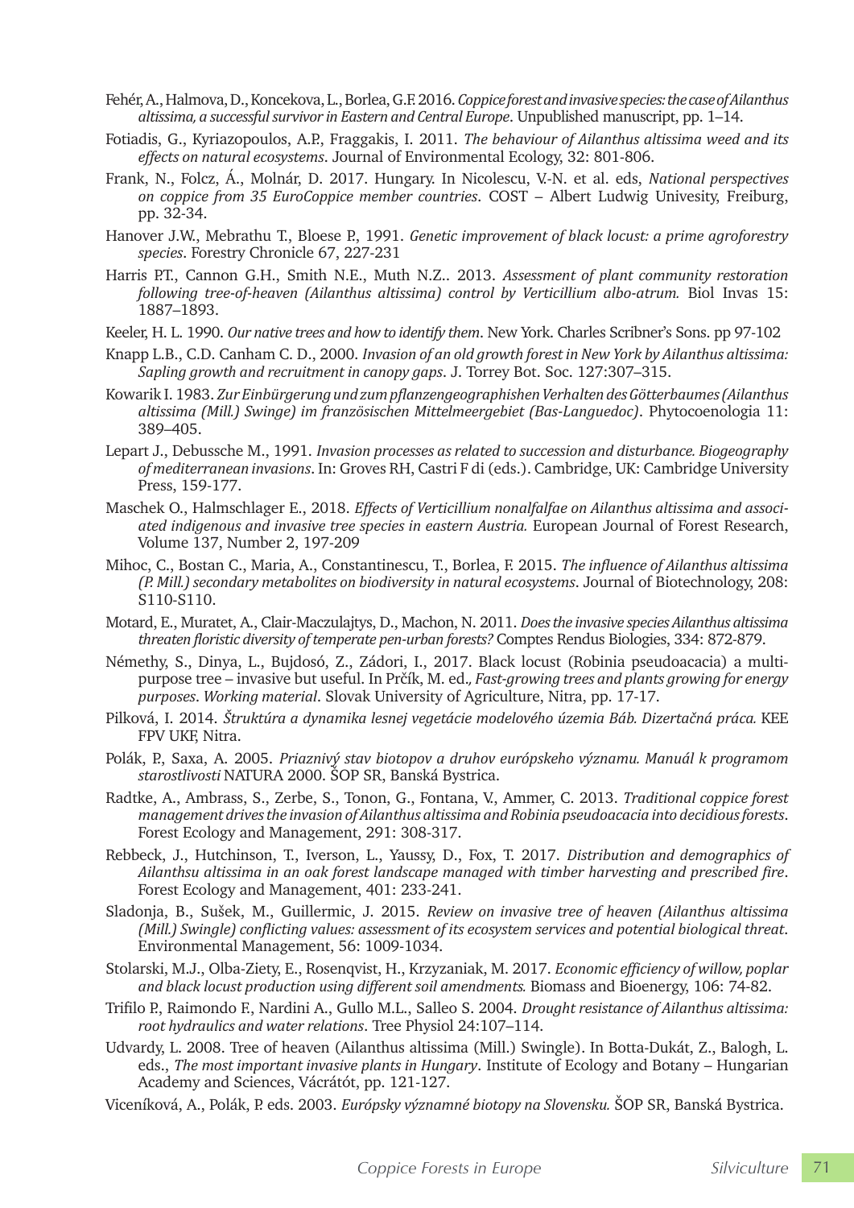Fehér, A., Halmova, D., Koncekova, L., Borlea, G.F. 2016. *Coppice forest and invasive species: the case of Ailanthus altissima, a successful survivor in Eastern and Central Europe*. Unpublished manuscript, pp. 1–14.

Fotiadis, G., Kyriazopoulos, A.P., Fraggakis, I. 2011. *The behaviour of Ailanthus altissima weed and its effects on natural ecosystems*. Journal of Environmental Ecology, 32: 801-806.

Frank, N., Folcz, Á., Molnár, D. 2017. Hungary. In Nicolescu, V.-N. et al. eds, *National perspectives on coppice from 35 EuroCoppice member countries*. COST – Albert Ludwig Univesity, Freiburg, pp. 32-34.

Hanover J.W., Mebrathu T., Bloese P., 1991. *Genetic improvement of black locust: a prime agroforestry species*. Forestry Chronicle 67, 227-231

Harris P.T., Cannon G.H., Smith N.E., Muth N.Z.. 2013. *Assessment of plant community restoration following tree-of-heaven (Ailanthus altissima) control by Verticillium albo-atrum.* Biol Invas 15: 1887–1893.

Keeler, H. L. 1990. *Our native trees and how to identify them*. New York. Charles Scribner's Sons. pp 97-102

Knapp L.B., C.D. Canham C. D., 2000. *Invasion of an old growth forest in New York by Ailanthus altissima: Sapling growth and recruitment in canopy gaps*. J. Torrey Bot. Soc. 127:307–315.

Kowarik I. 1983. *Zur Einbürgerung und zum pflanzengeographishen Verhalten des Götterbaumes (Ailanthus altissima (Mill.) Swinge) im französischen Mittelmeergebiet (Bas-Languedoc)*. Phytocoenologia 11: 389–405.

Lepart J., Debussche M., 1991. *Invasion processes as related to succession and disturbance. Biogeography of mediterranean invasions*. In: Groves RH, Castri F di (eds.). Cambridge, UK: Cambridge University Press, 159-177.

Maschek O., Halmschlager E., 2018. *Effects of Verticillium nonalfalfae on Ailanthus altissima and associated indigenous and invasive tree species in eastern Austria.* European Journal of Forest Research, Volume 137, Number 2, 197-209

Mihoc, C., Bostan C., Maria, A., Constantinescu, T., Borlea, F. 2015. *The influence of Ailanthus altissima (P. Mill.) secondary metabolites on biodiversity in natural ecosystems*. Journal of Biotechnology, 208: S110-S110.

Motard, E., Muratet, A., Clair-Maczulajtys, D., Machon, N. 2011. *Does the invasive species Ailanthus altissima threaten floristic diversity of temperate pen-urban forests?* Comptes Rendus Biologies, 334: 872-879.

Némethy, S., Dinya, L., Bujdosó, Z., Zádori, I., 2017. Black locust (Robinia pseudoacacia) a multi-purpose tree – invasive but useful. In Prčík, M. ed., *Fast-growing trees and plants growing for energy purposes*. *Working material*. Slovak University of Agriculture, Nitra, pp. 17-17.

Pilková, I. 2014. *Štruktúra a dynamika lesnej vegetácie modelového územia Báb. Dizertačná práca.* KEE FPV UKF, Nitra.

Polák, P., Saxa, A. 2005. *Priaznivý stav biotopov a druhov európskeho významu. Manuál k programom starostlivosti* NATURA 2000. ŠOP SR, Banská Bystrica.

Radtke, A., Ambrass, S., Zerbe, S., Tonon, G., Fontana, V., Ammer, C. 2013. *Traditional coppice forest management drives the invasion of Ailanthus altissima and Robinia pseudoacacia into decidious forests*. Forest Ecology and Management, 291: 308-317.

Rebbeck, J., Hutchinson, T., Iverson, L., Yaussy, D., Fox, T. 2017. *Distribution and demographics of Ailanthsu altissima in an oak forest landscape managed with timber harvesting and prescribed fire*. Forest Ecology and Management, 401: 233-241.

Sladonja, B., Sušek, M., Guillermic, J. 2015. *Review on invasive tree of heaven (Ailanthus altissima (Mill.) Swingle) conflicting values: assessment of its ecosystem services and potential biological threat*. Environmental Management, 56: 1009-1034.

Stolarski, M.J., Olba-Ziety, E., Rosenqvist, H., Krzyzaniak, M. 2017. *Economic efficiency of willow, poplar and black locust production using different soil amendments.* Biomass and Bioenergy, 106: 74-82.

Trifilo P., Raimondo F., Nardini A., Gullo M.L., Salleo S. 2004. *Drought resistance of Ailanthus altissima: root hydraulics and water relations*. Tree Physiol 24:107–114.

Udvardy, L. 2008. Tree of heaven (Ailanthus altissima (Mill.) Swingle). In Botta-Dukát, Z., Balogh, L. eds., *The most important invasive plants in Hungary*. Institute of Ecology and Botany – Hungarian Academy and Sciences, Vácrátót, pp. 121-127.

Viceníková, A., Polák, P. eds. 2003. *Európsky významné biotopy na Slovensku.* ŠOP SR, Banská Bystrica.